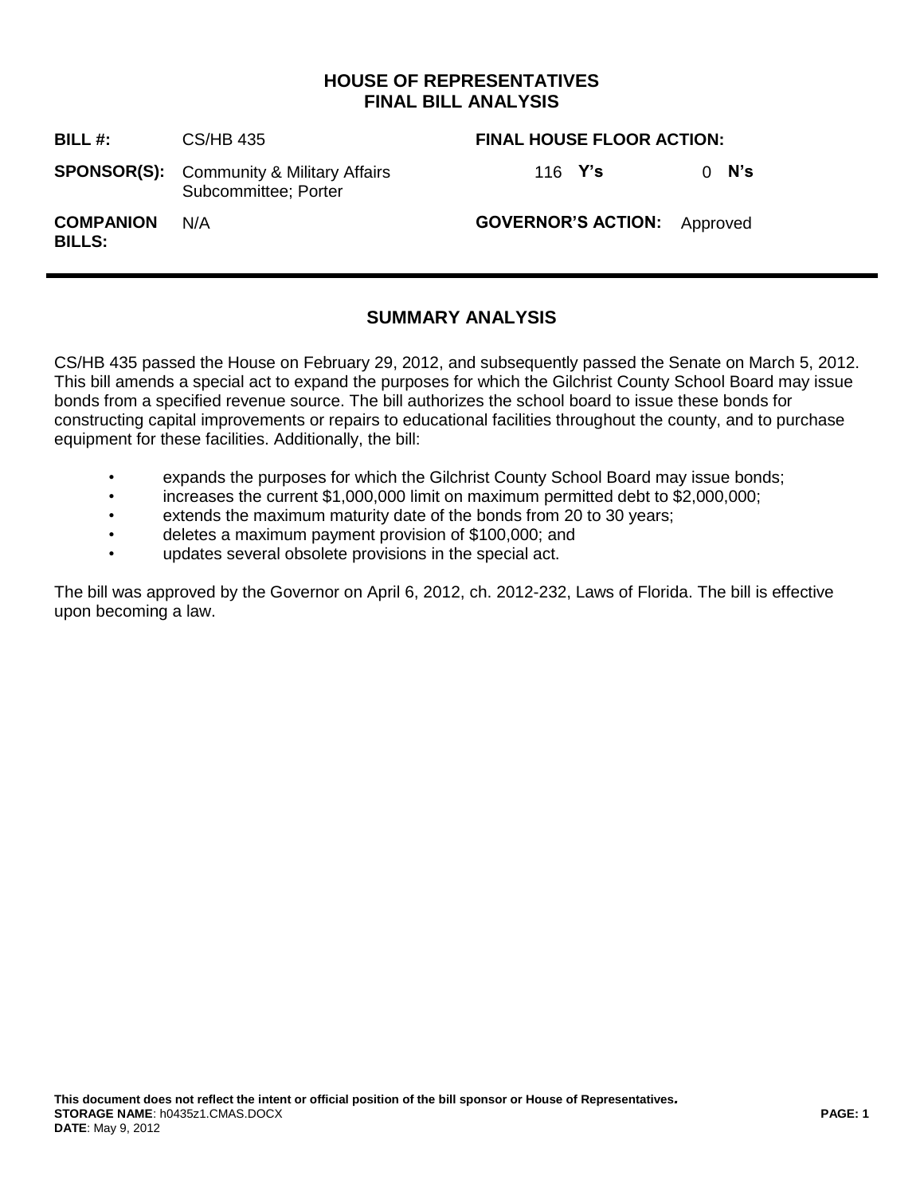# HOUSE OF REPRESENTATIVES
# FINAL BILL ANALYSIS

| | | | |
|---|---|---|---|
| **BILL #:** | CS/HB 435 | **FINAL HOUSE FLOOR ACTION:** | |
| **SPONSOR(S):** | Community & Military Affairs Subcommittee; Porter | 116 **Y's** | 0 **N's** |
| **COMPANION BILLS:** | N/A | **GOVERNOR'S ACTION:** | Approved |

## SUMMARY ANALYSIS

CS/HB 435 passed the House on February 29, 2012, and subsequently passed the Senate on March 5, 2012. This bill amends a special act to expand the purposes for which the Gilchrist County School Board may issue bonds from a specified revenue source. The bill authorizes the school board to issue these bonds for constructing capital improvements or repairs to educational facilities throughout the county, and to purchase equipment for these facilities. Additionally, the bill:

- expands the purposes for which the Gilchrist County School Board may issue bonds;
- increases the current $1,000,000 limit on maximum permitted debt to $2,000,000;
- extends the maximum maturity date of the bonds from 20 to 30 years;
- deletes a maximum payment provision of $100,000; and
- updates several obsolete provisions in the special act.

The bill was approved by the Governor on April 6, 2012, ch. 2012-232, Laws of Florida. The bill is effective upon becoming a law.

**This document does not reflect the intent or official position of the bill sponsor or House of Representatives.**
**STORAGE NAME**: h0435z1.CMAS.DOCX
**DATE**: May 9, 2012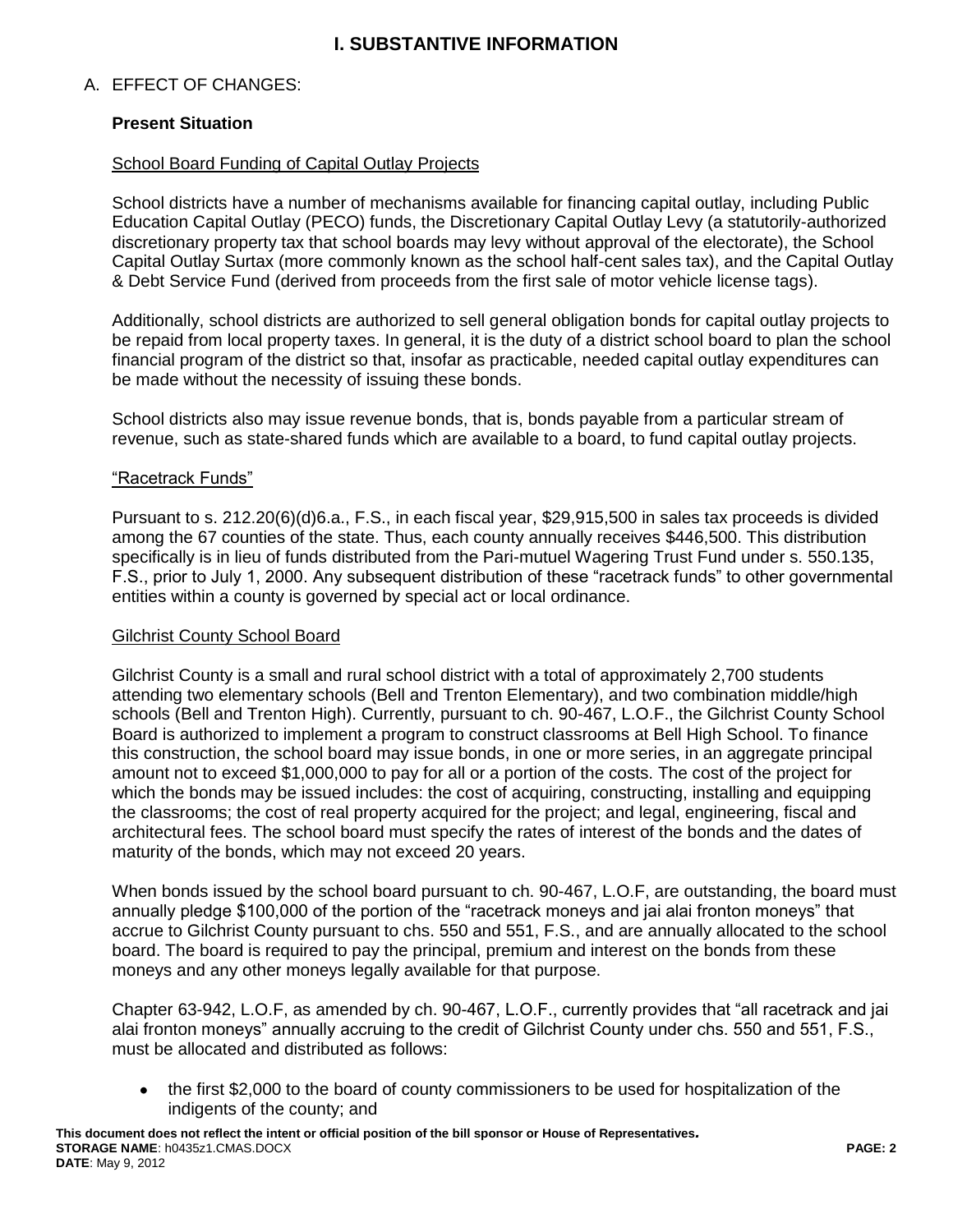# I. SUBSTANTIVE INFORMATION

A. EFFECT OF CHANGES:

**Present Situation**

<u>School Board Funding of Capital Outlay Projects</u>

School districts have a number of mechanisms available for financing capital outlay, including Public Education Capital Outlay (PECO) funds, the Discretionary Capital Outlay Levy (a statutorily-authorized discretionary property tax that school boards may levy without approval of the electorate), the School Capital Outlay Surtax (more commonly known as the school half-cent sales tax), and the Capital Outlay & Debt Service Fund (derived from proceeds from the first sale of motor vehicle license tags).

Additionally, school districts are authorized to sell general obligation bonds for capital outlay projects to be repaid from local property taxes. In general, it is the duty of a district school board to plan the school financial program of the district so that, insofar as practicable, needed capital outlay expenditures can be made without the necessity of issuing these bonds.

School districts also may issue revenue bonds, that is, bonds payable from a particular stream of revenue, such as state-shared funds which are available to a board, to fund capital outlay projects.

<u>"Racetrack Funds"</u>

Pursuant to s. 212.20(6)(d)6.a., F.S., in each fiscal year, $29,915,500 in sales tax proceeds is divided among the 67 counties of the state. Thus, each county annually receives $446,500. This distribution specifically is in lieu of funds distributed from the Pari-mutuel Wagering Trust Fund under s. 550.135, F.S., prior to July 1, 2000. Any subsequent distribution of these "racetrack funds" to other governmental entities within a county is governed by special act or local ordinance.

<u>Gilchrist County School Board</u>

Gilchrist County is a small and rural school district with a total of approximately 2,700 students attending two elementary schools (Bell and Trenton Elementary), and two combination middle/high schools (Bell and Trenton High). Currently, pursuant to ch. 90-467, L.O.F., the Gilchrist County School Board is authorized to implement a program to construct classrooms at Bell High School. To finance this construction, the school board may issue bonds, in one or more series, in an aggregate principal amount not to exceed $1,000,000 to pay for all or a portion of the costs. The cost of the project for which the bonds may be issued includes: the cost of acquiring, constructing, installing and equipping the classrooms; the cost of real property acquired for the project; and legal, engineering, fiscal and architectural fees. The school board must specify the rates of interest of the bonds and the dates of maturity of the bonds, which may not exceed 20 years.

When bonds issued by the school board pursuant to ch. 90-467, L.O.F, are outstanding, the board must annually pledge $100,000 of the portion of the "racetrack moneys and jai alai fronton moneys" that accrue to Gilchrist County pursuant to chs. 550 and 551, F.S., and are annually allocated to the school board. The board is required to pay the principal, premium and interest on the bonds from these moneys and any other moneys legally available for that purpose.

Chapter 63-942, L.O.F, as amended by ch. 90-467, L.O.F., currently provides that "all racetrack and jai alai fronton moneys" annually accruing to the credit of Gilchrist County under chs. 550 and 551, F.S., must be allocated and distributed as follows:

- the first $2,000 to the board of county commissioners to be used for hospitalization of the indigents of the county; and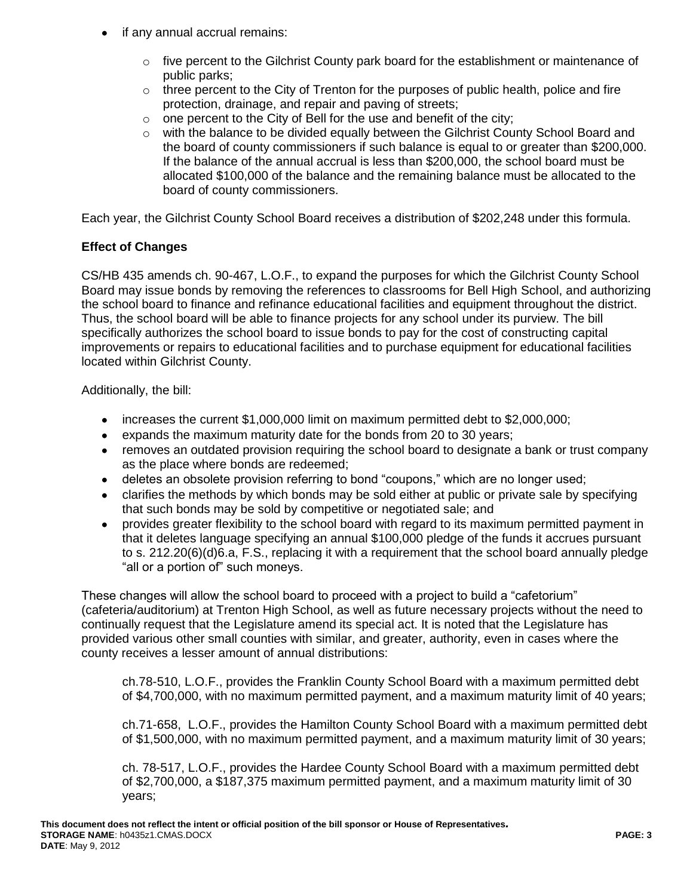- if any annual accrual remains:
    - five percent to the Gilchrist County park board for the establishment or maintenance of public parks;
    - three percent to the City of Trenton for the purposes of public health, police and fire protection, drainage, and repair and paving of streets;
    - one percent to the City of Bell for the use and benefit of the city;
    - with the balance to be divided equally between the Gilchrist County School Board and the board of county commissioners if such balance is equal to or greater than $200,000. If the balance of the annual accrual is less than $200,000, the school board must be allocated $100,000 of the balance and the remaining balance must be allocated to the board of county commissioners.

Each year, the Gilchrist County School Board receives a distribution of $202,248 under this formula.

**Effect of Changes**

CS/HB 435 amends ch. 90-467, L.O.F., to expand the purposes for which the Gilchrist County School Board may issue bonds by removing the references to classrooms for Bell High School, and authorizing the school board to finance and refinance educational facilities and equipment throughout the district. Thus, the school board will be able to finance projects for any school under its purview. The bill specifically authorizes the school board to issue bonds to pay for the cost of constructing capital improvements or repairs to educational facilities and to purchase equipment for educational facilities located within Gilchrist County.

Additionally, the bill:

- increases the current $1,000,000 limit on maximum permitted debt to $2,000,000;
- expands the maximum maturity date for the bonds from 20 to 30 years;
- removes an outdated provision requiring the school board to designate a bank or trust company as the place where bonds are redeemed;
- deletes an obsolete provision referring to bond "coupons," which are no longer used;
- clarifies the methods by which bonds may be sold either at public or private sale by specifying that such bonds may be sold by competitive or negotiated sale; and
- provides greater flexibility to the school board with regard to its maximum permitted payment in that it deletes language specifying an annual $100,000 pledge of the funds it accrues pursuant to s. 212.20(6)(d)6.a, F.S., replacing it with a requirement that the school board annually pledge "all or a portion of" such moneys.

These changes will allow the school board to proceed with a project to build a "cafetorium" (cafeteria/auditorium) at Trenton High School, as well as future necessary projects without the need to continually request that the Legislature amend its special act. It is noted that the Legislature has provided various other small counties with similar, and greater, authority, even in cases where the county receives a lesser amount of annual distributions:

> ch.78-510, L.O.F., provides the Franklin County School Board with a maximum permitted debt of $4,700,000, with no maximum permitted payment, and a maximum maturity limit of 40 years;
>
> ch.71-658, L.O.F., provides the Hamilton County School Board with a maximum permitted debt of $1,500,000, with no maximum permitted payment, and a maximum maturity limit of 30 years;
>
> ch. 78-517, L.O.F., provides the Hardee County School Board with a maximum permitted debt of $2,700,000, a $187,375 maximum permitted payment, and a maximum maturity limit of 30 years;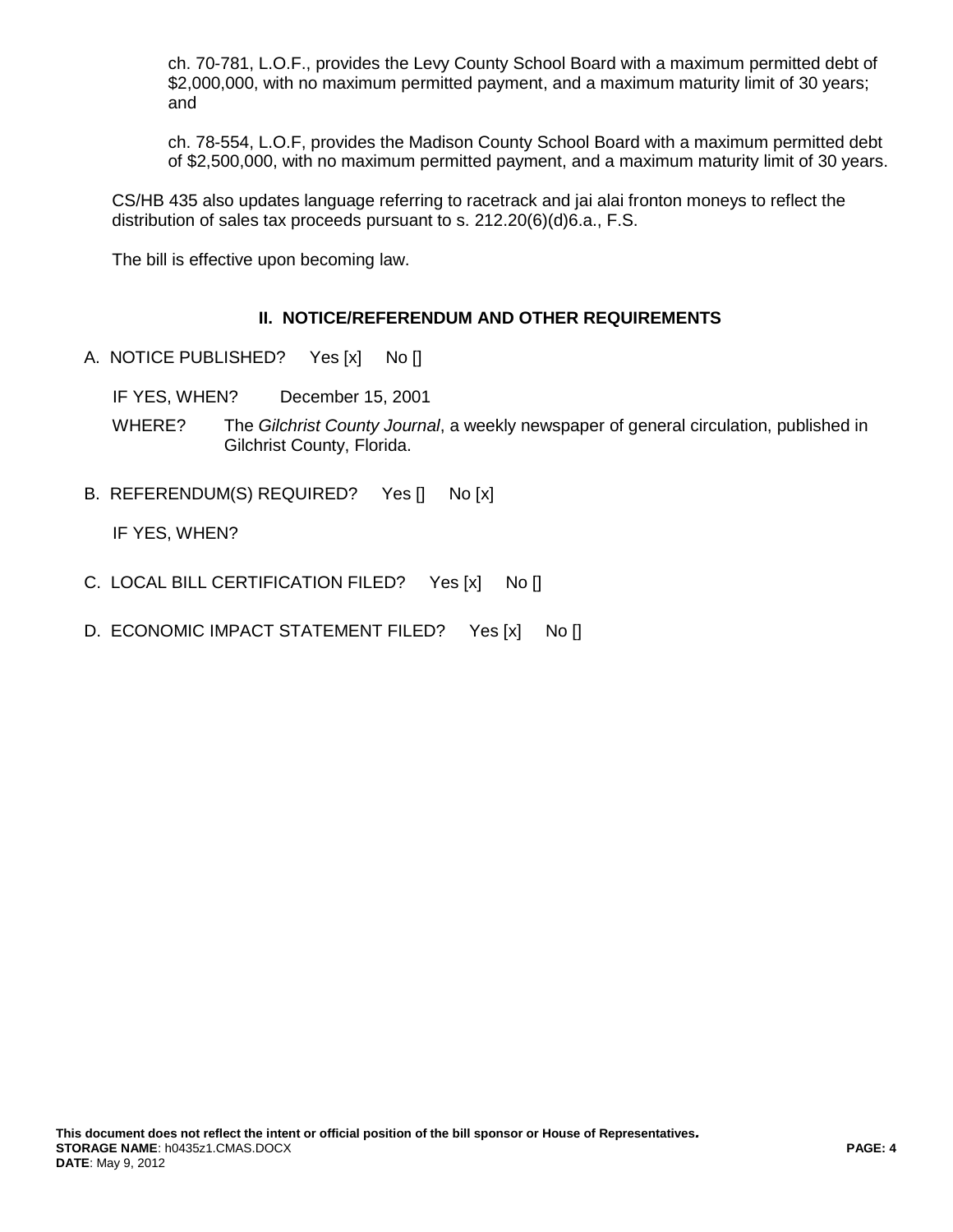ch. 70-781, L.O.F., provides the Levy County School Board with a maximum permitted debt of $2,000,000, with no maximum permitted payment, and a maximum maturity limit of 30 years; and

ch. 78-554, L.O.F, provides the Madison County School Board with a maximum permitted debt of $2,500,000, with no maximum permitted payment, and a maximum maturity limit of 30 years.

CS/HB 435 also updates language referring to racetrack and jai alai fronton moneys to reflect the distribution of sales tax proceeds pursuant to s. 212.20(6)(d)6.a., F.S.

The bill is effective upon becoming law.

## II. NOTICE/REFERENDUM AND OTHER REQUIREMENTS

A. NOTICE PUBLISHED? Yes [x] No []

IF YES, WHEN? December 15, 2001

WHERE? The *Gilchrist County Journal*, a weekly newspaper of general circulation, published in Gilchrist County, Florida.

B. REFERENDUM(S) REQUIRED? Yes [] No [x]

IF YES, WHEN?

C. LOCAL BILL CERTIFICATION FILED? Yes [x] No []

D. ECONOMIC IMPACT STATEMENT FILED? Yes [x] No []

**This document does not reflect the intent or official position of the bill sponsor or House of Representatives.**
**STORAGE NAME**: h0435z1.CMAS.DOCX
**DATE**: May 9, 2012